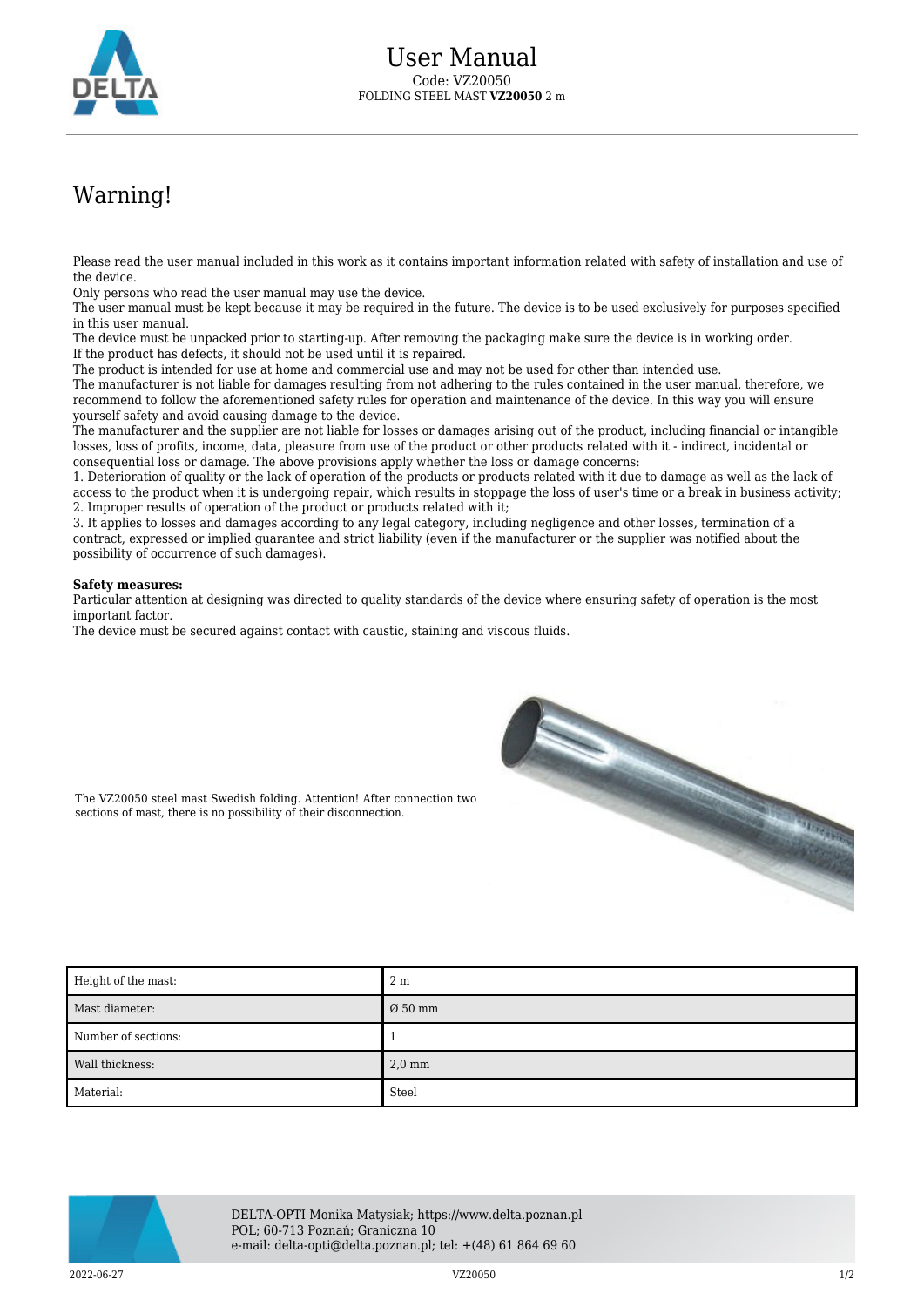# User Manual

Code: VZ20050

FOLDING STEEL MAST **VZ20050** 2 m

## Warning!

Please read the user manual included in this work as it contains important information related with safety of installation and use of the device.
Only persons who read the user manual may use the device.
The user manual must be kept because it may be required in the future. The device is to be used exclusively for purposes specified in this user manual.
The device must be unpacked prior to starting-up. After removing the packaging make sure the device is in working order.
If the product has defects, it should not be used until it is repaired.
The product is intended for use at home and commercial use and may not be used for other than intended use.
The manufacturer is not liable for damages resulting from not adhering to the rules contained in the user manual, therefore, we recommend to follow the aforementioned safety rules for operation and maintenance of the device. In this way you will ensure yourself safety and avoid causing damage to the device.
The manufacturer and the supplier are not liable for losses or damages arising out of the product, including financial or intangible losses, loss of profits, income, data, pleasure from use of the product or other products related with it - indirect, incidental or consequential loss or damage. The above provisions apply whether the loss or damage concerns:
1. Deterioration of quality or the lack of operation of the products or products related with it due to damage as well as the lack of access to the product when it is undergoing repair, which results in stoppage the loss of user's time or a break in business activity;
2. Improper results of operation of the product or products related with it;
3. It applies to losses and damages according to any legal category, including negligence and other losses, termination of a contract, expressed or implied guarantee and strict liability (even if the manufacturer or the supplier was notified about the possibility of occurrence of such damages).

**Safety measures:**
Particular attention at designing was directed to quality standards of the device where ensuring safety of operation is the most important factor.
The device must be secured against contact with caustic, staining and viscous fluids.

The VZ20050 steel mast Swedish folding. Attention! After connection two sections of mast, there is no possibility of their disconnection.

| Height of the mast: | 2 m |
|---|---|
| Mast diameter: | Ø 50 mm |
| Number of sections: | 1 |
| Wall thickness: | 2,0 mm |
| Material: | Steel |

DELTA-OPTI Monika Matysiak; https://www.delta.poznan.pl
POL; 60-713 Poznań; Graniczna 10
e-mail: delta-opti@delta.poznan.pl; tel: +(48) 61 864 69 60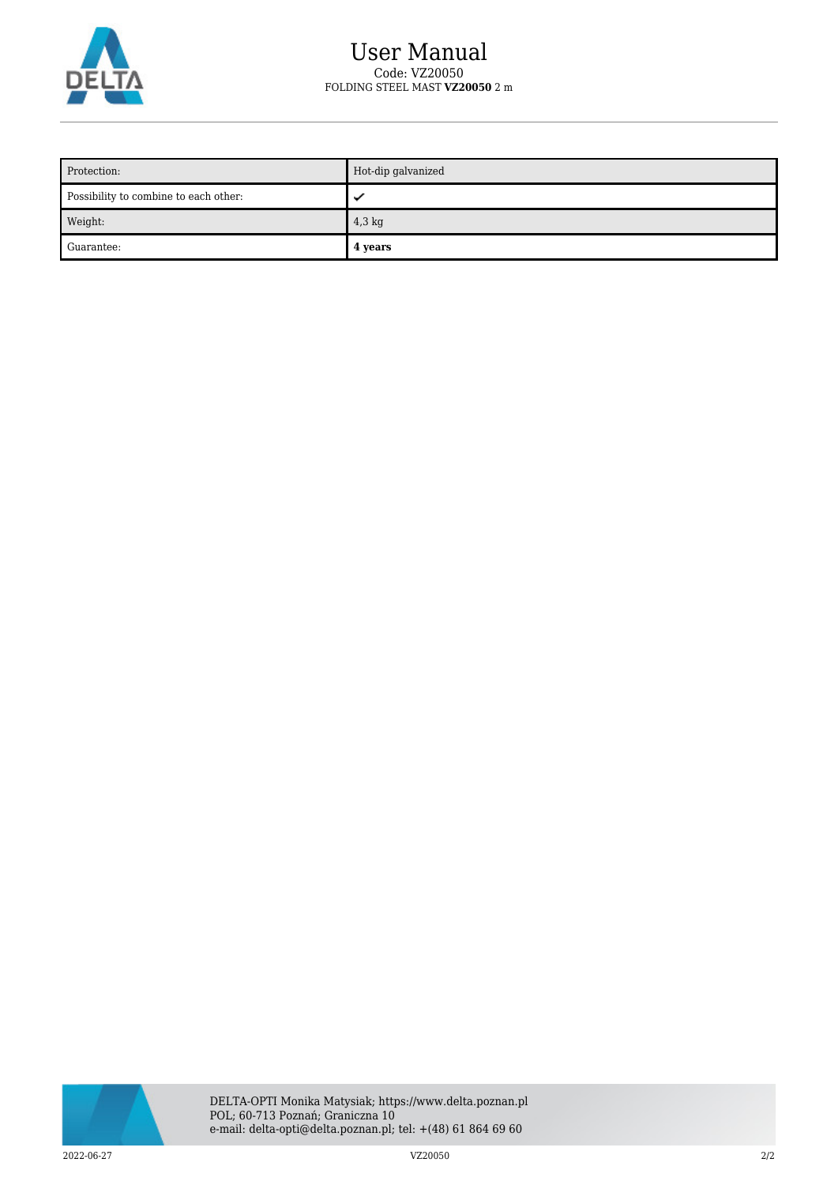| | |
|---|---|
| Protection: | Hot-dip galvanized |
| Possibility to combine to each other: | ✔ |
| Weight: | 4,3 kg |
| Guarantee: | **4 years** |